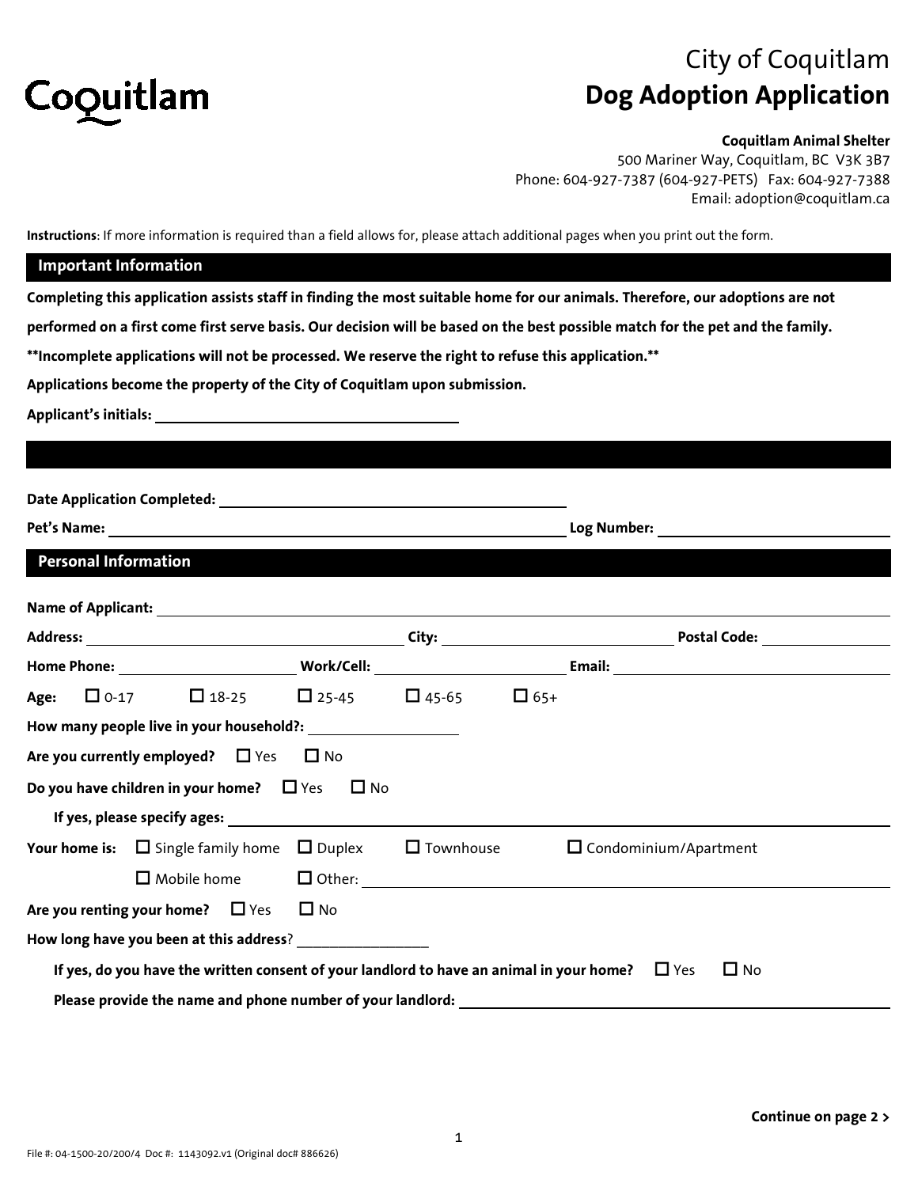Coquitlam

# City of Coquitlam
# Dog Adoption Application

**Coquitlam Animal Shelter**
500 Mariner Way, Coquitlam, BC V3K 3B7
Phone: 604-927-7387 (604-927-PETS) Fax: 604-927-7388
Email: adoption@coquitlam.ca

**Instructions**: If more information is required than a field allows for, please attach additional pages when you print out the form.

## Important Information

**Completing this application assists staff in finding the most suitable home for our animals. Therefore, our adoptions are not performed on a first come first serve basis. Our decision will be based on the best possible match for the pet and the family.**

****Incomplete applications will not be processed. We reserve the right to refuse this application.****

**Applications become the property of the City of Coquitlam upon submission.**

**Applicant's initials:** ____________________

**Date Application Completed:** ____________________

**Pet's Name:** ____________________ **Log Number:** ____________________

## Personal Information

**Name of Applicant:** ____________________

**Address:** ____________________ **City:** ____________________ **Postal Code:** ____________________

**Home Phone:** ____________________ **Work/Cell:** ____________________ **Email:** ____________________

**Age:** ☐ 0-17 ☐ 18-25 ☐ 25-45 ☐ 45-65 ☐ 65+

**How many people live in your household?:** ____________________

**Are you currently employed?** ☐ Yes ☐ No

**Do you have children in your home?** ☐ Yes ☐ No

**If yes, please specify ages:** ____________________

**Your home is:** ☐ Single family home ☐ Duplex ☐ Townhouse ☐ Condominium/Apartment ☐ Mobile home ☐ Other: ____________________

**Are you renting your home?** ☐ Yes ☐ No

**How long have you been at this address**? ____________________

**If yes, do you have the written consent of your landlord to have an animal in your home?** ☐ Yes ☐ No

**Please provide the name and phone number of your landlord:** ____________________

**Continue on page 2 ›**

File #: 04-1500-20/200/4 Doc #: 1143092.v1 (Original doc# 886626)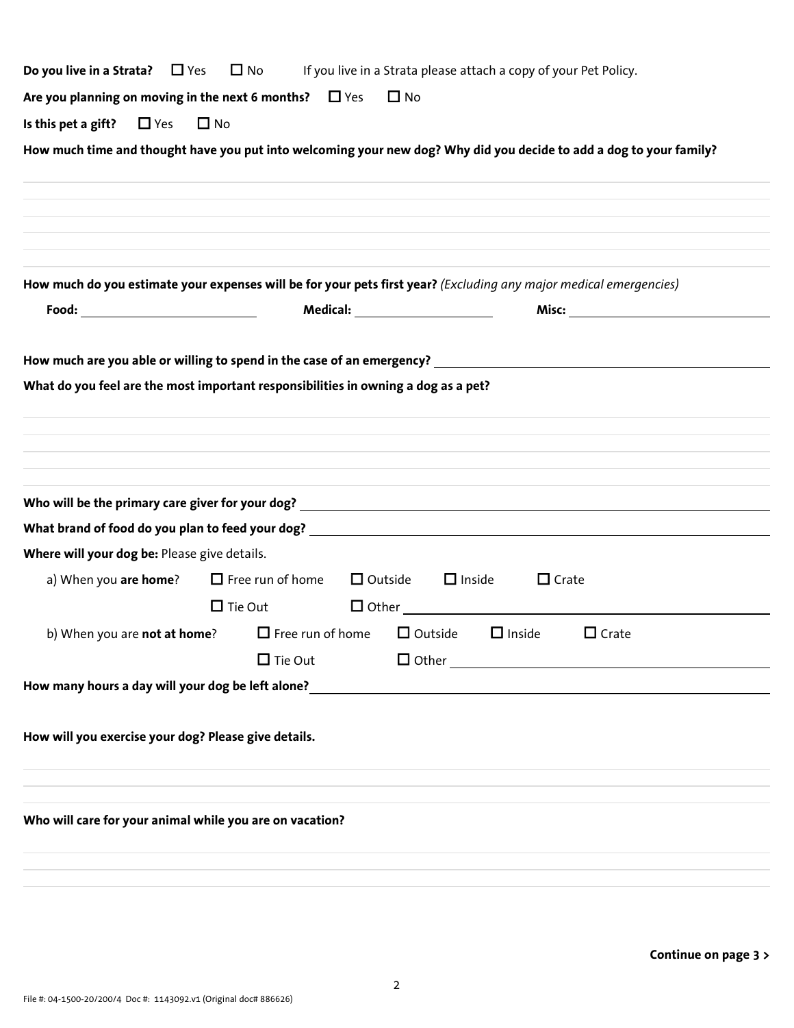**Do you live in a Strata?** ☐ Yes ☐ No If you live in a Strata please attach a copy of your Pet Policy.

**Are you planning on moving in the next 6 months?** ☐ Yes ☐ No

**Is this pet a gift?** ☐ Yes ☐ No

**How much time and thought have you put into welcoming your new dog? Why did you decide to add a dog to your family?**

**How much do you estimate your expenses will be for your pets first year?** *(Excluding any major medical emergencies)*

**Food:** ______________ **Medical:** ______________ **Misc:** ______________

**How much are you able or willing to spend in the case of an emergency?** ______________

**What do you feel are the most important responsibilities in owning a dog as a pet?**

**Who will be the primary care giver for your dog?** ______________

**What brand of food do you plan to feed your dog?** ______________

**Where will your dog be:** Please give details.

a) When you **are home**? ☐ Free run of home ☐ Outside ☐ Inside ☐ Crate ☐ Tie Out ☐ Other ______________

b) When you are **not at home**? ☐ Free run of home ☐ Outside ☐ Inside ☐ Crate ☐ Tie Out ☐ Other ______________

**How many hours a day will your dog be left alone?** ______________

**How will you exercise your dog? Please give details.**

**Who will care for your animal while you are on vacation?**

**Continue on page 3 >**

File #: 04-1500-20/200/4 Doc #: 1143092.v1 (Original doc# 886626)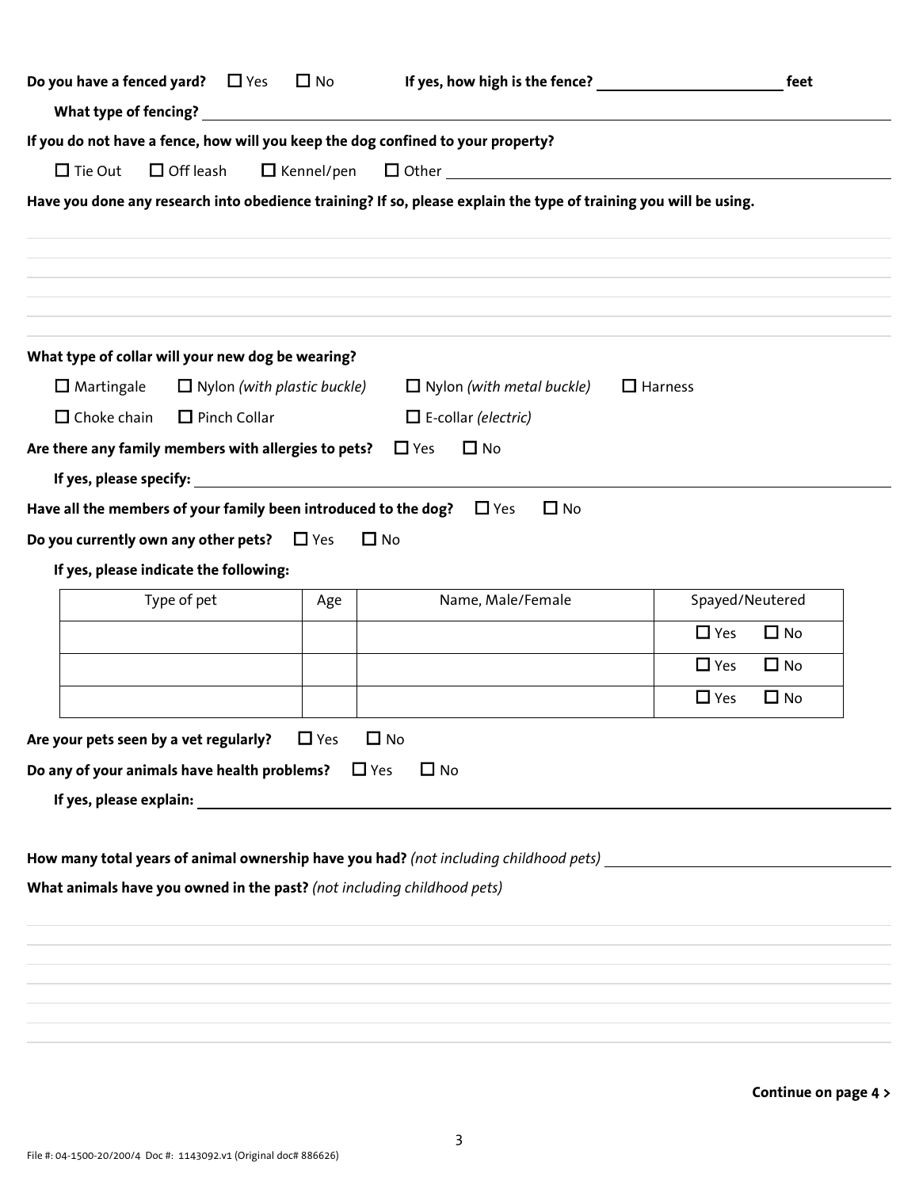**Do you have a fenced yard?** ☐ Yes ☐ No **If yes, how high is the fence?** ______________ **feet**

**What type of fencing?** ______________________________________________

**If you do not have a fence, how will you keep the dog confined to your property?**

☐ Tie Out ☐ Off leash ☐ Kennel/pen ☐ Other ______________________________________________

**Have you done any research into obedience training? If so, please explain the type of training you will be using.**

______________________________________________

______________________________________________

______________________________________________

______________________________________________

______________________________________________

**What type of collar will your new dog be wearing?**

☐ Martingale ☐ Nylon *(with plastic buckle)* ☐ Nylon *(with metal buckle)* ☐ Harness

☐ Choke chain ☐ Pinch Collar ☐ E-collar *(electric)*

**Are there any family members with allergies to pets?** ☐ Yes ☐ No

**If yes, please specify:** ______________________________________________

**Have all the members of your family been introduced to the dog?** ☐ Yes ☐ No

**Do you currently own any other pets?** ☐ Yes ☐ No

**If yes, please indicate the following:**

| Type of pet | Age | Name, Male/Female | Spayed/Neutered |
|---|---|---|---|
| | | | ☐ Yes ☐ No |
| | | | ☐ Yes ☐ No |
| | | | ☐ Yes ☐ No |

**Are your pets seen by a vet regularly?** ☐ Yes ☐ No

**Do any of your animals have health problems?** ☐ Yes ☐ No

**If yes, please explain:** ______________________________________________

**How many total years of animal ownership have you had?** *(not including childhood pets)* ______________

**What animals have you owned in the past?** *(not including childhood pets)*

______________________________________________

______________________________________________

______________________________________________

______________________________________________

______________________________________________

______________________________________________

**Continue on page 4 >**

File #: 04-1500-20/200/4 Doc #: 1143092.v1 (Original doc# 886626)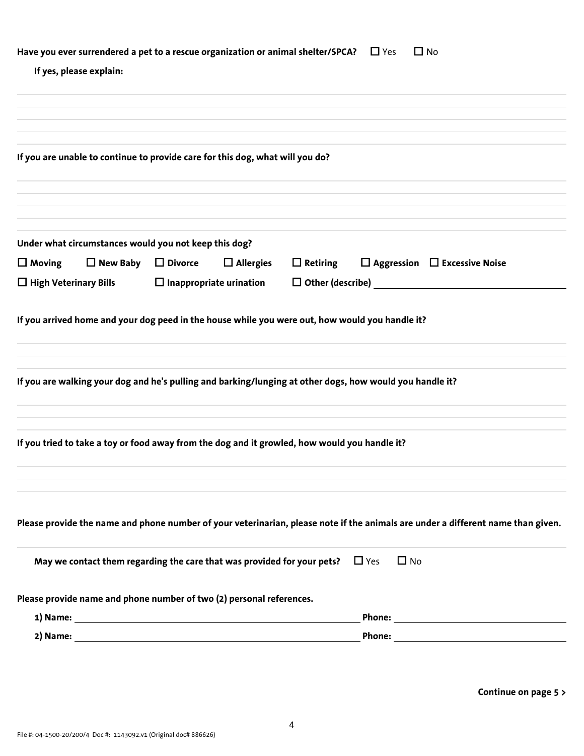**Have you ever surrendered a pet to a rescue organization or animal shelter/SPCA?** ☐ Yes ☐ No

**If yes, please explain:**

**If you are unable to continue to provide care for this dog, what will you do?**

**Under what circumstances would you not keep this dog?**

☐ **Moving** ☐ **New Baby** ☐ **Divorce** ☐ **Allergies** ☐ **Retiring** ☐ **Aggression** ☐ **Excessive Noise**

☐ **High Veterinary Bills** ☐ **Inappropriate urination** ☐ **Other (describe)** ____________________

**If you arrived home and your dog peed in the house while you were out, how would you handle it?**

**If you are walking your dog and he's pulling and barking/lunging at other dogs, how would you handle it?**

**If you tried to take a toy or food away from the dog and it growled, how would you handle it?**

**Please provide the name and phone number of your veterinarian, please note if the animals are under a different name than given.**

**May we contact them regarding the care that was provided for your pets?** ☐ Yes ☐ No

**Please provide name and phone number of two (2) personal references.**

**1) Name:** ____________________ **Phone:** ____________________

**2) Name:** ____________________ **Phone:** ____________________

**Continue on page 5 >**

File #: 04-1500-20/200/4 Doc #: 1143092.v1 (Original doc# 886626)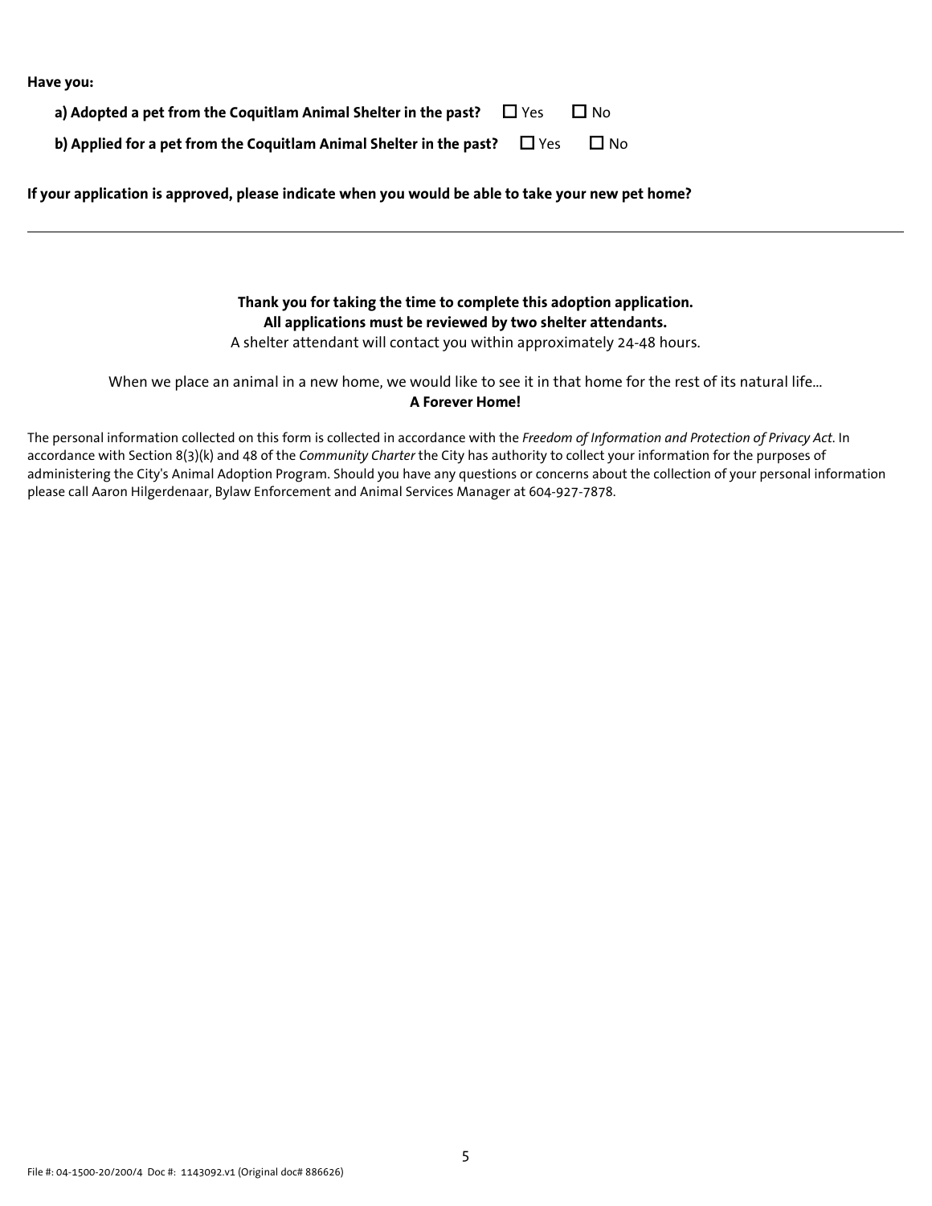**Have you:**

**a) Adopted a pet from the Coquitlam Animal Shelter in the past?** ☐ Yes ☐ No

**b) Applied for a pet from the Coquitlam Animal Shelter in the past?** ☐ Yes ☐ No

**If your application is approved, please indicate when you would be able to take your new pet home?**

---

**Thank you for taking the time to complete this adoption application.**
**All applications must be reviewed by two shelter attendants.**
A shelter attendant will contact you within approximately 24-48 hours.

When we place an animal in a new home, we would like to see it in that home for the rest of its natural life...
**A Forever Home!**

The personal information collected on this form is collected in accordance with the *Freedom of Information and Protection of Privacy Act*. In accordance with Section 8(3)(k) and 48 of the *Community Charter* the City has authority to collect your information for the purposes of administering the City's Animal Adoption Program. Should you have any questions or concerns about the collection of your personal information please call Aaron Hilgerdenaar, Bylaw Enforcement and Animal Services Manager at 604-927-7878.

File #: 04-1500-20/200/4 Doc #: 1143092.v1 (Original doc# 886626)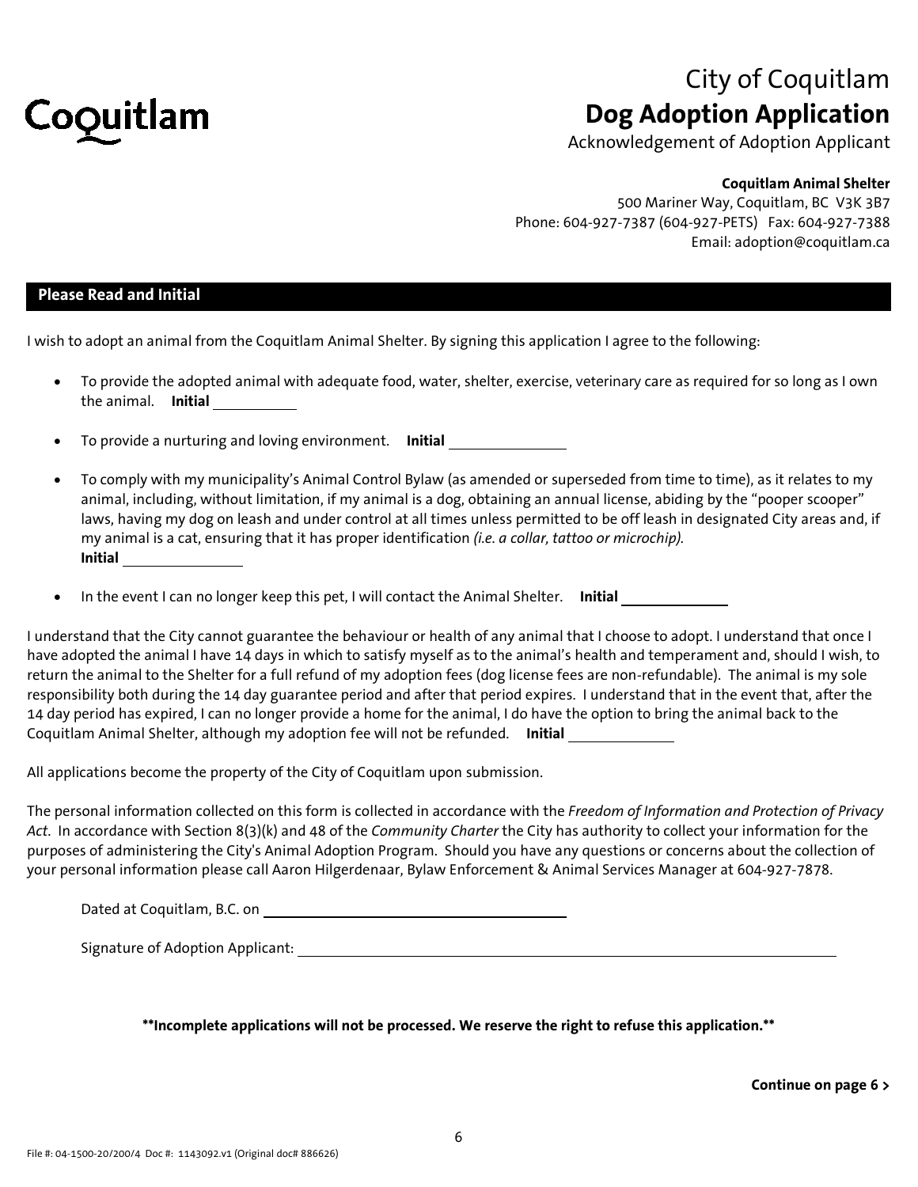Coquitlam

# City of Coquitlam
# **Dog Adoption Application**

Acknowledgement of Adoption Applicant

**Coquitlam Animal Shelter**
500 Mariner Way, Coquitlam, BC V3K 3B7
Phone: 604-927-7387 (604-927-PETS) Fax: 604-927-7388
Email: adoption@coquitlam.ca

## Please Read and Initial

I wish to adopt an animal from the Coquitlam Animal Shelter. By signing this application I agree to the following:

- To provide the adopted animal with adequate food, water, shelter, exercise, veterinary care as required for so long as I own the animal. **Initial** __________
- To provide a nurturing and loving environment. **Initial** __________
- To comply with my municipality's Animal Control Bylaw (as amended or superseded from time to time), as it relates to my animal, including, without limitation, if my animal is a dog, obtaining an annual license, abiding by the "pooper scooper" laws, having my dog on leash and under control at all times unless permitted to be off leash in designated City areas and, if my animal is a cat, ensuring that it has proper identification *(i.e. a collar, tattoo or microchip).* **Initial** __________
- In the event I can no longer keep this pet, I will contact the Animal Shelter. **Initial** __________

I understand that the City cannot guarantee the behaviour or health of any animal that I choose to adopt. I understand that once I have adopted the animal I have 14 days in which to satisfy myself as to the animal's health and temperament and, should I wish, to return the animal to the Shelter for a full refund of my adoption fees (dog license fees are non-refundable). The animal is my sole responsibility both during the 14 day guarantee period and after that period expires. I understand that in the event that, after the 14 day period has expired, I can no longer provide a home for the animal, I do have the option to bring the animal back to the Coquitlam Animal Shelter, although my adoption fee will not be refunded. **Initial** __________

All applications become the property of the City of Coquitlam upon submission.

The personal information collected on this form is collected in accordance with the *Freedom of Information and Protection of Privacy Act*. In accordance with Section 8(3)(k) and 48 of the *Community Charter* the City has authority to collect your information for the purposes of administering the City's Animal Adoption Program. Should you have any questions or concerns about the collection of your personal information please call Aaron Hilgerdenaar, Bylaw Enforcement & Animal Services Manager at 604-927-7878.

Dated at Coquitlam, B.C. on ______________________________

Signature of Adoption Applicant: ______________________________

**\*\*Incomplete applications will not be processed. We reserve the right to refuse this application.\*\***

**Continue on page 6 >**

File #: 04-1500-20/200/4 Doc #: 1143092.v1 (Original doc# 886626)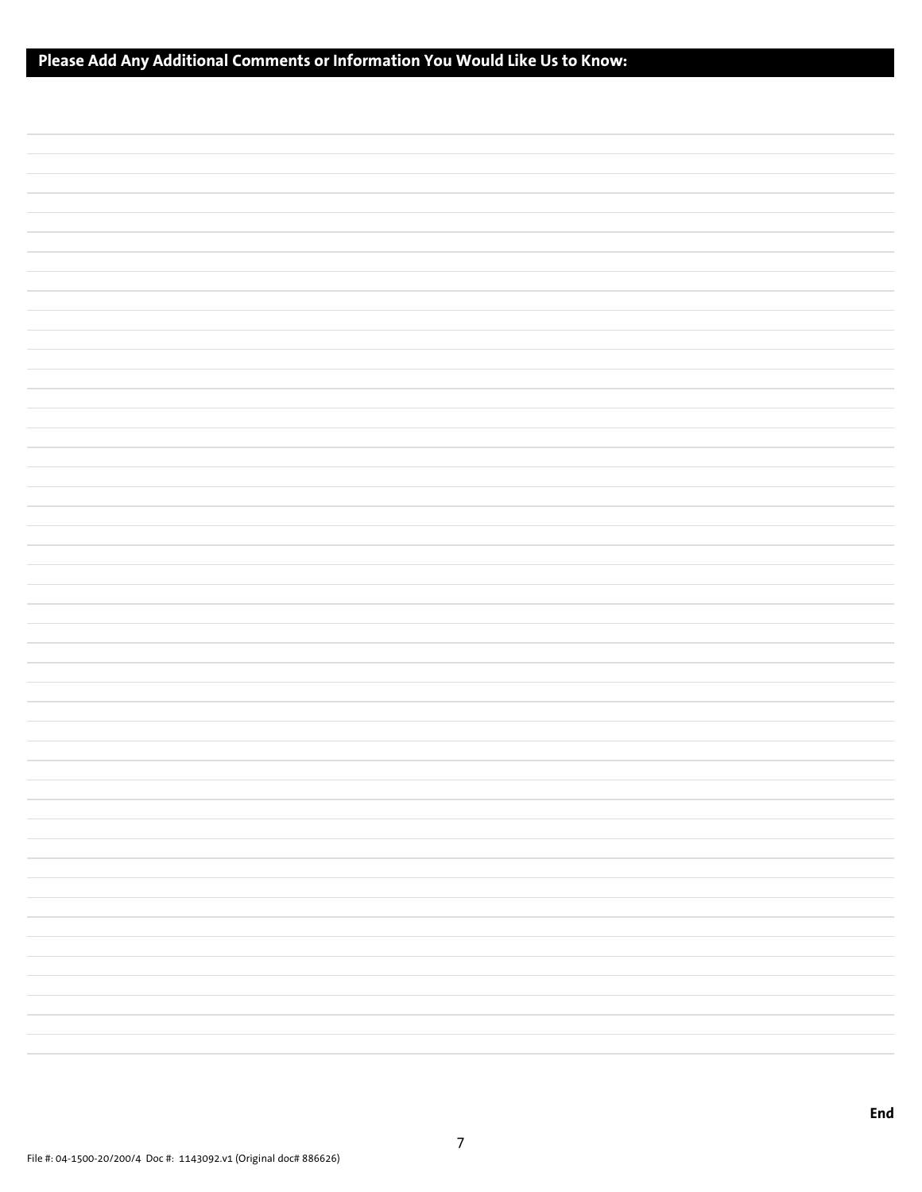## Please Add Any Additional Comments or Information You Would Like Us to Know:

**End**

File #: 04-1500-20/200/4 Doc #: 1143092.v1 (Original doc# 886626)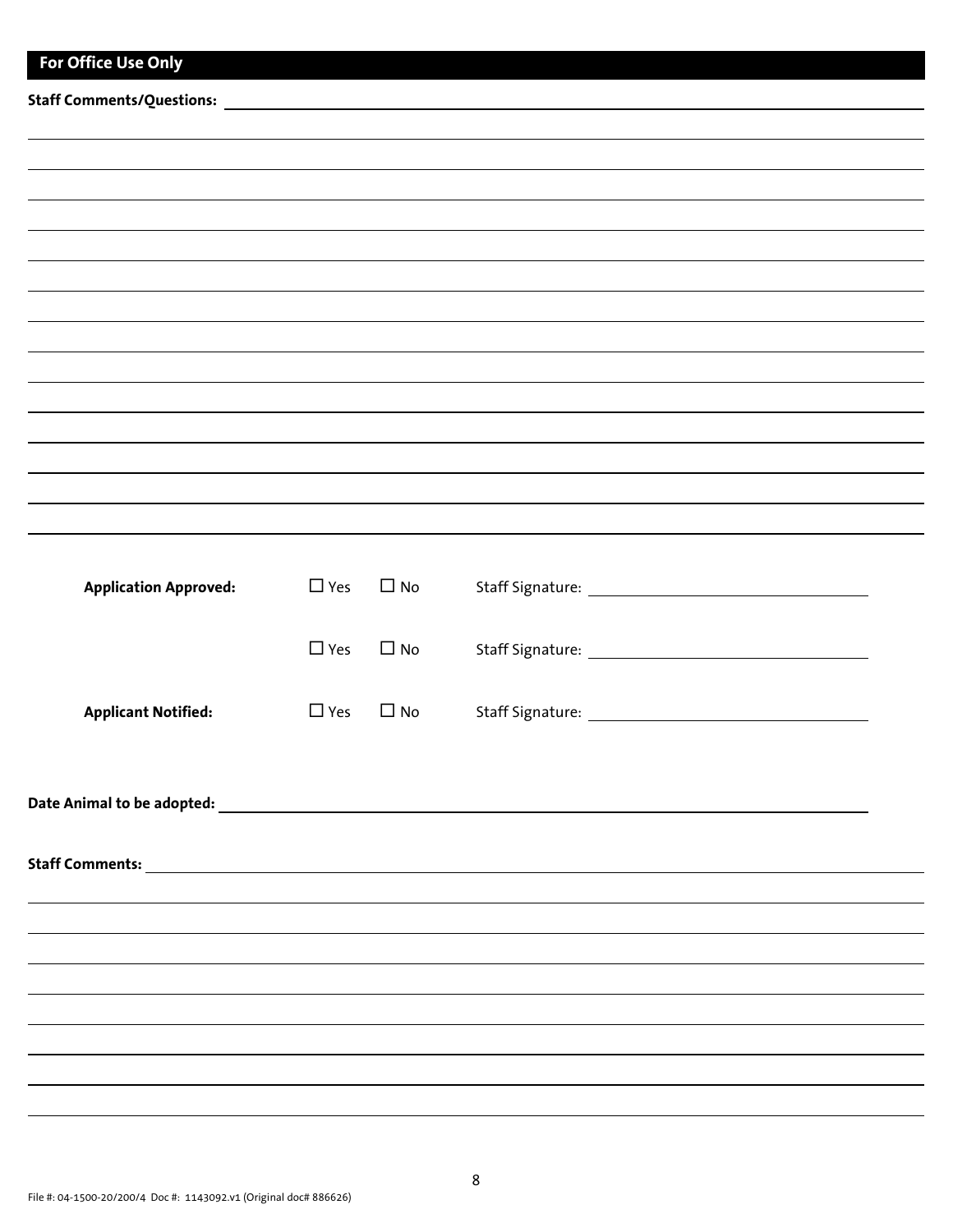## For Office Use Only

**Staff Comments/Questions:** ______________________________________________

______________________________________________

______________________________________________

______________________________________________

______________________________________________

______________________________________________

______________________________________________

______________________________________________

______________________________________________

______________________________________________

______________________________________________

______________________________________________

______________________________________________

______________________________________________

| | | | |
|---|---|---|---|
| **Application Approved:** | ☐ Yes | ☐ No | Staff Signature: ____________________ |
| | ☐ Yes | ☐ No | Staff Signature: ____________________ |
| **Applicant Notified:** | ☐ Yes | ☐ No | Staff Signature: ____________________ |

**Date Animal to be adopted:** ______________________________________________

**Staff Comments:** ______________________________________________

______________________________________________

______________________________________________

______________________________________________

______________________________________________

______________________________________________

______________________________________________

______________________________________________

File #: 04-1500-20/200/4 Doc #: 1143092.v1 (Original doc# 886626)